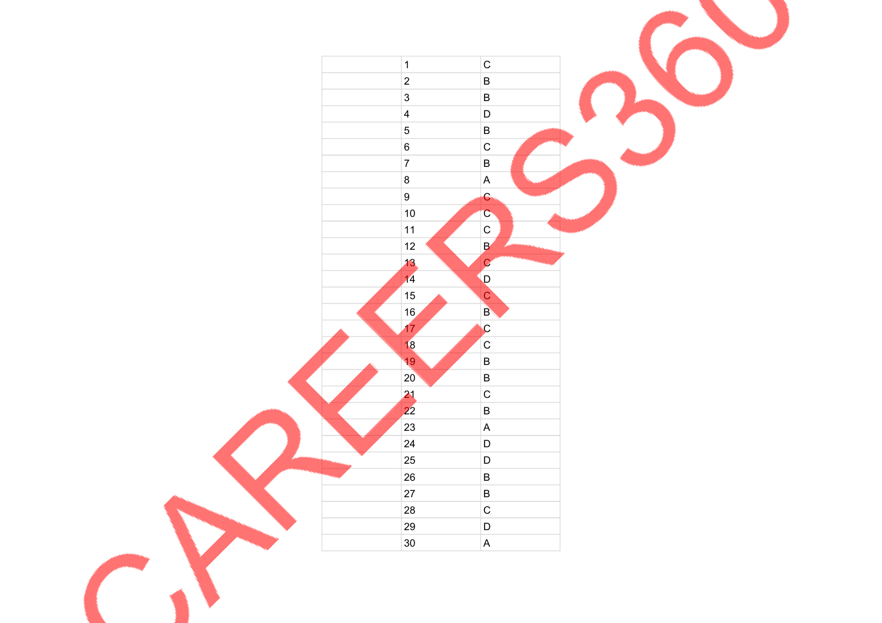| | | |
|---|---|---|
| | 1 | C |
| | 2 | B |
| | 3 | B |
| | 4 | D |
| | 5 | B |
| | 6 | C |
| | 7 | B |
| | 8 | A |
| | 9 | C |
| | 10 | C |
| | 11 | C |
| | 12 | B |
| | 13 | C |
| | 14 | D |
| | 15 | C |
| | 16 | B |
| | 17 | C |
| | 18 | C |
| | 19 | B |
| | 20 | B |
| | 21 | C |
| | 22 | B |
| | 23 | A |
| | 24 | D |
| | 25 | D |
| | 26 | B |
| | 27 | B |
| | 28 | C |
| | 29 | D |
| | 30 | A |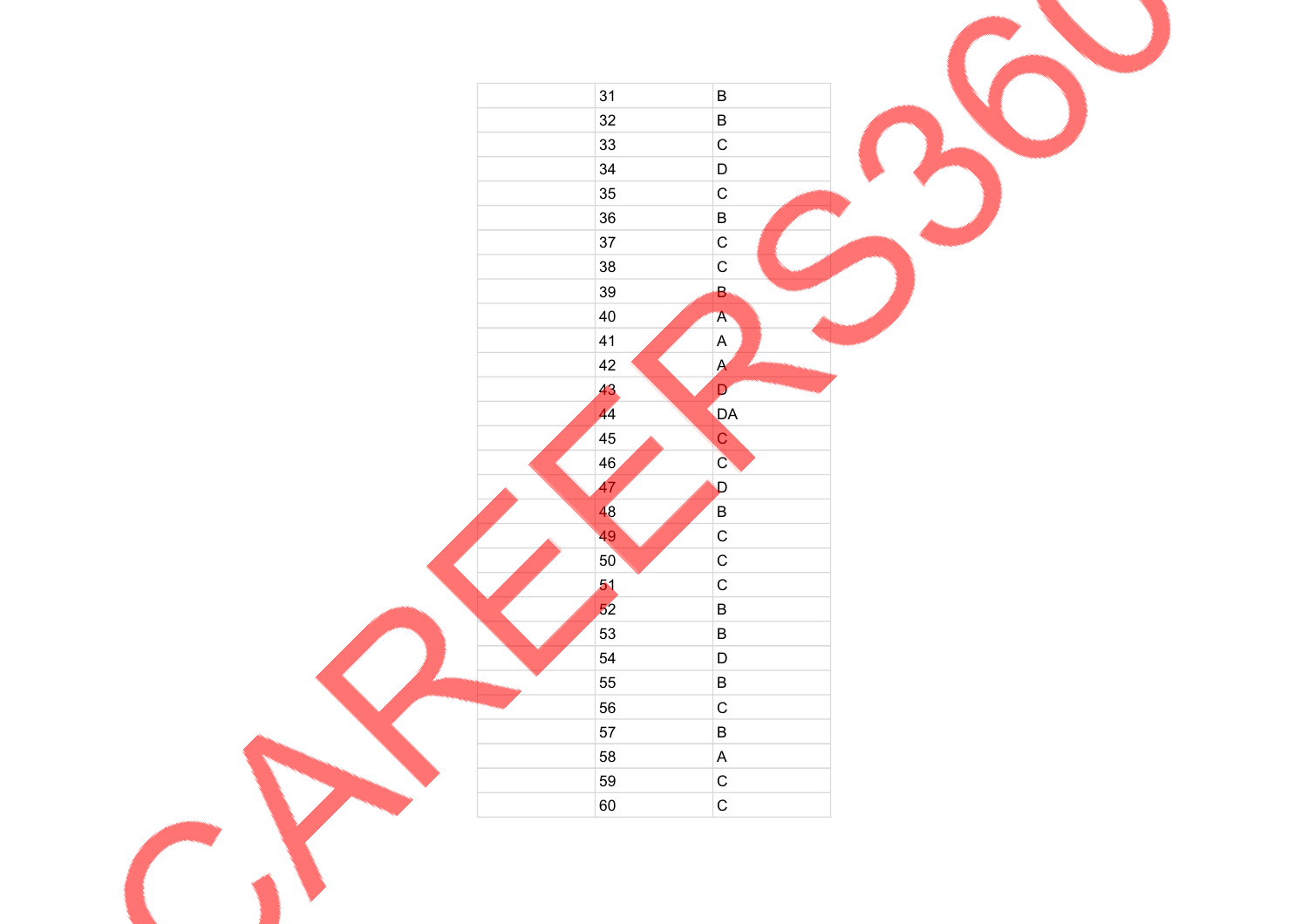| | | |
|---|---|---|
| | 31 | B |
| | 32 | B |
| | 33 | C |
| | 34 | D |
| | 35 | C |
| | 36 | B |
| | 37 | C |
| | 38 | C |
| | 39 | B |
| | 40 | A |
| | 41 | A |
| | 42 | A |
| | 43 | D |
| | 44 | DA |
| | 45 | C |
| | 46 | C |
| | 47 | D |
| | 48 | B |
| | 49 | C |
| | 50 | C |
| | 51 | C |
| | 52 | B |
| | 53 | B |
| | 54 | D |
| | 55 | B |
| | 56 | C |
| | 57 | B |
| | 58 | A |
| | 59 | C |
| | 60 | C |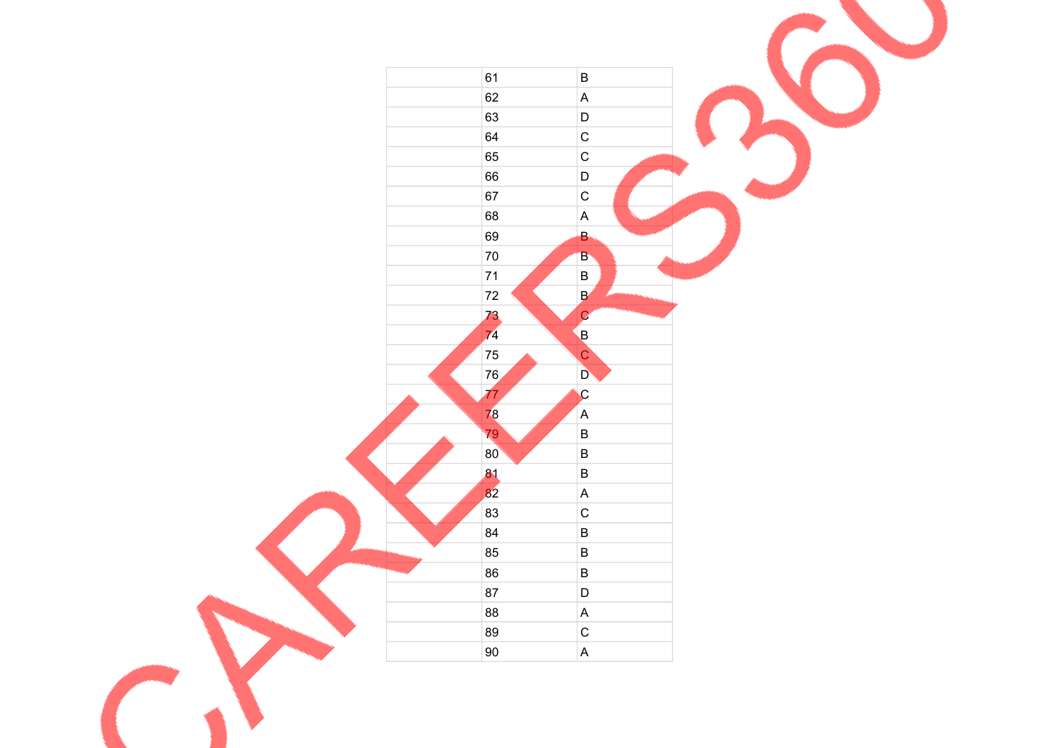| | | |
|---|---|---|
| | 61 | B |
| | 62 | A |
| | 63 | D |
| | 64 | C |
| | 65 | C |
| | 66 | D |
| | 67 | C |
| | 68 | A |
| | 69 | B |
| | 70 | B |
| | 71 | B |
| | 72 | B |
| | 73 | C |
| | 74 | B |
| | 75 | C |
| | 76 | D |
| | 77 | C |
| | 78 | A |
| | 79 | B |
| | 80 | B |
| | 81 | B |
| | 82 | A |
| | 83 | C |
| | 84 | B |
| | 85 | B |
| | 86 | B |
| | 87 | D |
| | 88 | A |
| | 89 | C |
| | 90 | A |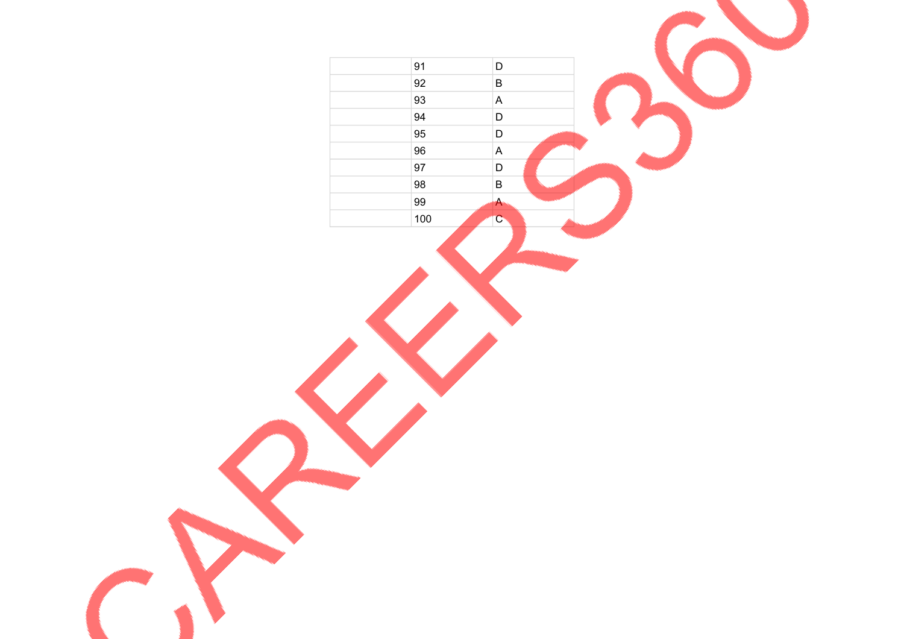| | | |
|---|---|---|
| | 91 | D |
| | 92 | B |
| | 93 | A |
| | 94 | D |
| | 95 | D |
| | 96 | A |
| | 97 | D |
| | 98 | B |
| | 99 | A |
| | 100 | C |